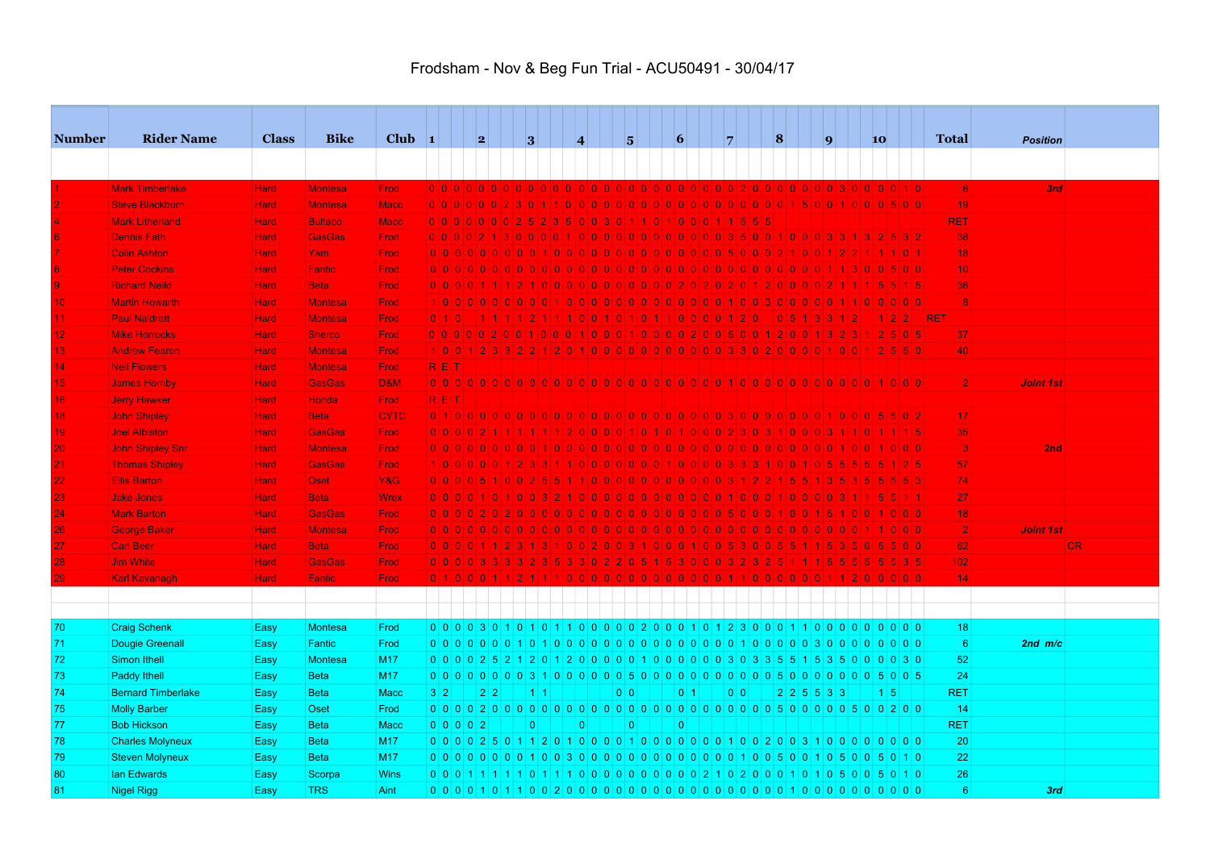# Frodsham - Nov & Beg Fun Trial - ACU50491 - 30/04/17

Each section column lists the five lap scores for that section, left to right. Many scores were difficult to place precisely in the page image, so some section splits are best estimates; the row totals were used to check them.

| Number | Rider Name | Class | Bike | Club | 1 | 2 | 3 | 4 | 5 | 6 | 7 | 8 | 9 | 10 | Total | Position | |
|---|---|---|---|---|---|---|---|---|---|---|---|---|---|---|---|---|---|
| 1 | Mark Timberlake | Hard | Montesa | Frod | 0 0 0 0 0 | 0 0 0 0 0 | 0 0 0 0 0 | 0 0 0 0 0 | 0 0 0 0 0 | 0 0 0 0 0 | 0 0 0 2 0 | 0 0 0 0 0 | 0 0 0 0 3 | 0 0 0 1 0 | 6 | 3rd | |
| 2 | Steve Blackburn | Hard | Montesa | Macc | 0 0 0 0 0 | 0 0 2 3 0 | 1 1 0 0 0 | 0 0 0 0 0 | 0 0 0 0 0 | 0 0 0 0 0 | 0 0 0 0 0 | 0 0 0 0 1 | 5 0 0 1 0 | 0 0 5 0 0 | 19 | | |
| 4 | Mark Litherland | Hard | Bultaco | Macc | 0 0 0 0 0 | 0 0 0 2 5 | 2 3 5 0 0 | 3 0 1 1 0 | 1 0 0 0 0 | 0 0 0 0 0 | 1 1 5 5 5 | | | | RET | | |
| 6 | Dennis Fath | Hard | GasGas | Frod | 0 0 0 0 2 | 1 3 0 0 0 | 0 0 1 0 0 | 0 0 0 0 0 | 0 0 0 0 0 | 0 0 0 0 0 | 3 5 0 0 0 | 1 0 0 0 0 | 0 0 3 3 1 | 3 2 5 3 2 | 38 | | |
| 7 | Colin Ashton | Hard | Yam | Frod | 0 0 0 0 0 | 0 0 0 0 0 | 0 0 0 0 0 | 0 0 0 0 0 | 0 0 0 0 0 | 0 0 0 0 0 | 0 5 0 0 0 | 2 1 0 0 1 | 2 2 1 0 0 | 1 1 1 0 1 | 18 | | |
| 8 | Peter Cockins | Hard | Fantic | Frod | 0 0 0 0 0 | 0 0 0 0 0 | 0 0 0 0 0 | 0 0 0 0 0 | 0 0 0 0 0 | 0 0 0 0 0 | 0 0 0 0 0 | 0 0 0 0 0 | 1 1 3 0 0 | 0 0 5 0 0 | 10 | | |
| 9 | Richard Neild | Hard | Beta | Frod | 0 0 0 0 1 | 1 1 2 1 0 | 0 0 0 0 0 | 0 0 0 0 0 | 0 0 0 0 0 | 0 0 0 0 0 | 2 0 2 0 2 | 0 1 2 0 0 | 0 0 2 1 1 | 1 5 5 1 5 | 36 | | |
| 10 | Martin Howarth | Hard | Montesa | Frod | 1 0 0 0 0 | 0 0 0 0 0 | 0 0 1 0 0 | 0 0 0 0 0 | 0 0 0 0 0 | 0 0 0 0 0 | 0 0 1 0 0 | 3 0 0 0 0 | 0 0 0 1 1 | 0 0 0 0 0 | 8 | | |
| 11 | Paul Naldrett | Hard | Montesa | Frod | 0 1 0 | 1 1 1 1 2 | 1 1 1 0 0 | 1 0 1 0 1 | 1 0 1 1 0 | 0 0 0 0 0 | 0 1 2 0 | 0 5 1 3 3 | 1 2 | 1 2 2 | RET | | |
| 12 | Mike Horrocks | Hard | Sherco | Frod | 0 0 0 0 0 | 0 2 0 0 1 | 0 0 0 1 0 | 0 0 0 1 0 | 0 0 0 1 0 | 0 0 2 0 0 | 0 5 0 0 1 | 2 0 0 1 3 | 2 3 0 0 1 | 0 1 5 0 5 | 37 | | |
| 13 | Andrew Fearon | Hard | Montesa | Frod | 1 0 0 1 2 | 3 3 2 2 1 | 2 0 1 0 0 | 0 0 0 0 0 | 0 0 0 0 0 | 0 0 0 0 0 | 0 0 0 0 3 | 3 0 2 0 0 | 0 0 1 0 0 | 1 2 5 5 0 | 40 | | |
| 14 | Neil Flowers | Hard | Montesa | Frod | R E T | | | | | | | | | | | | |
| 15 | James Hornby | Hard | GasGas | D&M | 0 0 0 0 0 | 0 0 0 0 0 | 0 0 0 0 0 | 0 0 0 0 0 | 0 0 0 0 0 | 0 0 0 0 0 | 0 0 1 0 0 | 0 0 0 0 0 | 0 0 0 0 0 | 0 1 0 0 0 | 2 | Joint 1st | |
| 16 | Jerry Hawker | Hard | Honda | Frod | R E T | | | | | | | | | | | | |
| 18 | John Shipley | Hard | Beta | CYTC | 0 1 0 0 0 | 0 0 0 0 0 | 0 0 0 0 0 | 0 0 0 0 0 | 0 0 0 0 0 | 0 0 0 0 0 | 0 3 0 0 0 | 0 0 0 0 0 | 0 0 1 0 0 | 0 5 5 0 2 | 17 | | |
| 19 | Joel Albiston | Hard | GasGas | Frod | 0 0 0 0 2 | 1 1 1 1 1 | 2 0 0 0 0 | 0 0 0 0 0 | 0 0 0 0 0 | 1 0 1 0 1 | 0 0 0 2 3 | 0 3 1 0 0 | 0 3 1 1 0 | 1 1 1 1 5 | 35 | | |
| 20 | John Shipley Snr | Hard | Montesa | Frod | 0 0 0 0 0 | 0 0 0 0 0 | 0 0 1 0 0 | 0 0 0 0 0 | 0 0 0 0 0 | 0 0 0 0 0 | 0 0 0 0 0 | 0 0 0 0 0 | 0 0 0 1 0 | 0 1 0 0 0 | 3 | 2nd | |
| 21 | Thomas Shipley | Hard | GasGas | Frod | 1 0 0 0 0 | 0 1 2 3 3 | 1 1 0 0 0 | 0 0 0 0 0 | 0 0 0 0 0 | 0 0 0 0 1 | 0 0 0 0 3 | 3 3 1 0 0 | 1 0 5 5 5 | 5 5 1 2 5 | 57 | | |
| 22 | Ellis Barton | Hard | Oset | Y&G | 0 0 0 0 5 | 1 0 0 2 5 | 5 1 1 0 0 | 0 0 0 0 0 | 0 0 0 0 0 | 0 0 0 0 0 | 0 0 0 0 3 | 1 2 2 1 5 | 5 1 3 5 3 | 5 5 5 5 3 | 74 | | |
| 23 | Jake Jones | Hard | Beta | Wrex | 0 0 0 0 1 | 0 1 0 0 3 | 2 1 0 0 0 | 0 0 0 0 0 | 0 0 0 0 0 | 0 0 0 0 0 | 0 0 0 0 1 | 0 0 0 1 0 | 0 0 0 3 1 | 1 5 5 1 1 | 27 | | |
| 24 | Mark Barton | Hard | GasGas | Frod | 0 0 0 0 2 | 0 2 0 0 0 | 0 0 0 0 0 | 0 0 0 0 0 | 0 0 0 0 0 | 0 0 0 0 0 | 0 0 0 0 0 | 5 0 0 1 0 | 0 1 5 1 0 | 0 1 0 0 0 | 18 | | |
| 26 | George Baker | Hard | Montesa | Frod | 0 0 0 0 0 | 0 0 0 0 0 | 0 0 0 0 0 | 0 0 0 0 0 | 0 0 0 0 0 | 0 0 0 0 0 | 0 0 0 0 0 | 0 0 0 0 0 | 0 0 0 0 0 | 1 1 0 0 0 | 2 | Joint 1st | |
| 27 | Carl Beer | Hard | Beta | Frod | 0 0 0 0 1 | 1 2 3 1 3 | 1 0 0 2 0 | 0 0 0 0 0 | 0 0 0 0 0 | 0 3 1 0 0 | 0 1 0 0 5 | 3 0 0 5 5 | 1 1 5 3 5 | 0 5 5 0 0 | 62 | | CR |
| 28 | Jim White | Hard | GasGas | Frod | 0 0 0 0 3 | 3 3 3 2 3 | 5 3 3 0 2 | 2 0 5 1 5 | 3 0 0 0 0 | 0 0 0 0 0 | 0 0 0 0 3 | 2 3 2 5 1 | 1 1 5 5 5 | 5 5 5 3 5 | 102 | | |
| 29 | Karl Kavanagh | Hard | Fantic | Frod | 0 1 0 0 0 | 1 1 2 1 1 | 1 0 0 0 0 | 0 0 0 0 0 | 0 0 0 0 0 | 0 0 0 0 0 | 0 1 1 0 0 | 0 0 0 0 0 | 0 0 1 1 2 | 0 0 0 0 0 | 14 | | |
| | | | | | | | | | | | | | | | | | |
| 70 | Craig Schenk | Easy | Montesa | Frod | 0 0 0 0 3 | 0 1 0 1 0 | 1 1 0 0 0 | 0 0 0 0 0 | 0 0 2 0 0 | 0 0 0 1 0 | 1 2 3 0 0 | 0 1 1 0 0 | 0 0 0 0 0 | 0 0 0 0 0 | 18 | | |
| 71 | Dougie Greenall | Easy | Fantic | Frod | 0 0 0 0 0 | 0 0 1 0 1 | 0 0 0 0 0 | 0 0 0 0 0 | 0 0 0 0 0 | 0 0 0 0 0 | 0 1 0 0 0 | 0 0 0 0 3 | 0 0 0 0 0 | 0 0 0 0 0 | 6 | 2nd m/c | |
| 72 | Simon Ithell | Easy | Montesa | M17 | 0 0 0 0 2 | 5 2 1 2 0 | 1 2 0 0 0 | 0 1 0 0 0 | 0 0 0 0 0 | 0 0 0 0 0 | 0 0 0 0 0 | 3 0 3 3 5 | 5 1 5 3 5 | 0 0 0 3 0 | 52 | | |
| 73 | Paddy Ithell | Easy | Beta | M17 | 0 0 0 0 0 | 0 0 0 0 3 | 1 0 0 0 0 | 0 0 0 0 0 | 5 0 0 0 0 | 0 0 0 0 0 | 0 0 0 0 0 | 0 5 0 0 0 | 0 0 0 0 0 | 0 5 0 0 5 | 24 | | |
| 74 | Bernard Timberlake | Easy | Beta | Macc | 3 2 | 2 2 | 1 1 | | 0 0 | 0 1 | 0 0 | 2 2 5 5 3 | 3 | 1 5 | RET | | |
| 75 | Molly Barber | Easy | Oset | Frod | 0 0 0 0 2 | 0 0 0 0 0 | 0 0 0 0 0 | 0 0 0 0 0 | 0 0 0 0 0 | 0 0 0 0 0 | 0 0 0 0 0 | 0 0 0 0 5 | 0 0 0 0 0 | 5 0 2 0 0 | 14 | | |
| 77 | Bob Hickson | Easy | Beta | Macc | 0 0 0 0 2 | | 0 | 0 | 0 | 0 | | | | | RET | | |
| 78 | Charles Molyneux | Easy | Beta | M17 | 0 0 0 0 2 | 5 0 1 1 2 | 0 1 0 0 0 | 0 0 0 0 0 | 1 0 0 0 0 | 0 0 0 0 0 | 0 1 0 0 2 | 0 0 0 3 1 | 0 0 0 0 0 | 0 0 0 0 0 | 20 | | |
| 79 | Steven Molyneux | Easy | Beta | M17 | 0 0 0 0 0 | 0 0 0 1 0 | 0 3 0 0 0 | 0 0 0 0 0 | 0 0 0 0 0 | 0 0 0 0 0 | 0 0 0 0 0 | 1 0 0 5 0 | 0 1 0 5 0 | 0 5 0 1 0 | 22 | | |
| 80 | Ian Edwards | Easy | Scorpa | Wins | 0 0 0 1 1 | 1 1 1 0 1 | 1 1 0 0 0 | 0 0 0 0 0 | 0 0 0 0 0 | 0 0 0 0 0 | 0 0 2 1 0 | 2 0 0 0 1 | 0 1 0 0 5 | 0 5 0 1 0 | 26 | | |
| 81 | Nigel Rigg | Easy | TRS | Aint | 0 0 0 0 1 | 0 1 1 0 0 | 2 0 0 0 0 | 0 0 0 0 0 | 0 0 0 0 0 | 0 0 0 0 0 | 0 0 0 0 0 | 0 0 0 0 1 | 0 0 0 0 0 | 0 0 0 0 0 | 6 | 3rd | |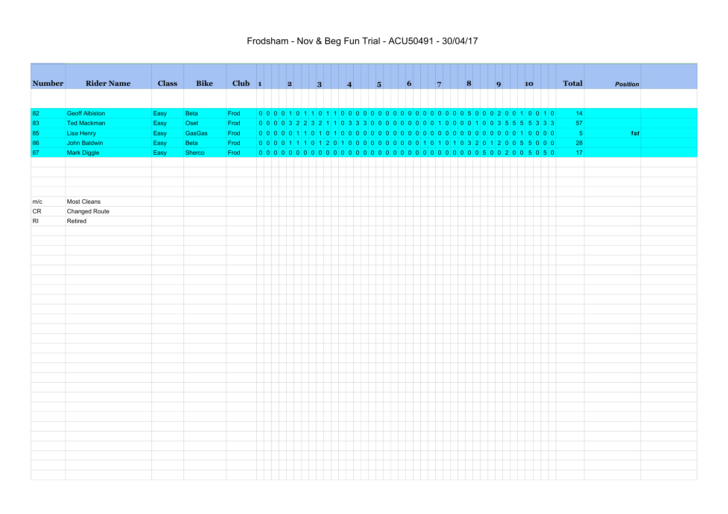# Frodsham - Nov & Beg Fun Trial - ACU50491 - 30/04/17

| Number | Rider Name | Class | Bike | Club | 1 | | | | 2 | | | | 3 | | | | 4 | | | | 5 | | | | 6 | | | | 7 | | | | 8 | | | | 9 | | | | 10 | | | | Total | Position |
|---|---|---|---|---|---|---|---|---|---|---|---|---|---|---|---|---|---|---|---|---|---|---|---|---|---|---|---|---|---|---|---|---|---|---|---|---|---|---|---|---|---|---|---|---|---|---|
| 82 | Geoff Albiston | Easy | Beta | Frod | 0 | 0 | 0 | 0 | 1 | 0 | 1 | 1 | 0 | 1 | 1 | 0 | 0 | 0 | 0 | 0 | 0 | 0 | 0 | 0 | 0 | 0 | 0 | 0 | 0 | 0 | 0 | 0 | 5 | 0 | 0 | 0 | 2 | 0 | 0 | 1 | 0 | 0 | 1 | 0 | 14 | |
| 83 | Ted Mackman | Easy | Oset | Frod | 0 | 0 | 0 | 0 | 3 | 2 | 2 | 3 | 2 | 1 | 1 | 0 | 3 | 3 | 3 | 0 | 0 | 0 | 0 | 0 | 0 | 0 | 0 | 0 | 1 | 0 | 0 | 0 | 0 | 1 | 0 | 0 | 3 | 5 | 5 | 5 | 5 | 3 | 3 | 3 | 57 | |
| 85 | Lisa Henry | Easy | GasGas | Frod | 0 | 0 | 0 | 0 | 0 | 1 | 1 | 0 | 1 | 0 | 1 | 0 | 0 | 0 | 0 | 0 | 0 | 0 | 0 | 0 | 0 | 0 | 0 | 0 | 0 | 0 | 0 | 0 | 0 | 0 | 0 | 0 | 0 | 0 | 0 | 1 | 0 | 0 | 0 | 0 | 5 | *1st* |
| 86 | John Baldwin | Easy | Beta | Frod | 0 | 0 | 0 | 0 | 1 | 1 | 1 | 0 | 1 | 2 | 0 | 1 | 0 | 0 | 0 | 0 | 0 | 0 | 0 | 0 | 0 | 0 | 1 | 0 | 1 | 0 | 1 | 0 | 3 | 2 | 0 | 1 | 2 | 0 | 0 | 5 | 5 | 0 | 0 | 0 | 28 | |
| 87 | Mark Diggle | Easy | Sherco | Frod | 0 | 0 | 0 | 0 | 0 | 0 | 0 | 0 | 0 | 0 | 0 | 0 | 0 | 0 | 0 | 0 | 0 | 0 | 0 | 0 | 0 | 0 | 0 | 0 | 0 | 0 | 0 | 0 | 0 | 0 | 5 | 0 | 0 | 2 | 0 | 0 | 5 | 0 | 5 | 0 | 17 | |

| | |
|---|---|
| m/c | Most Cleans |
| CR | Changed Route |
| RI | Retired |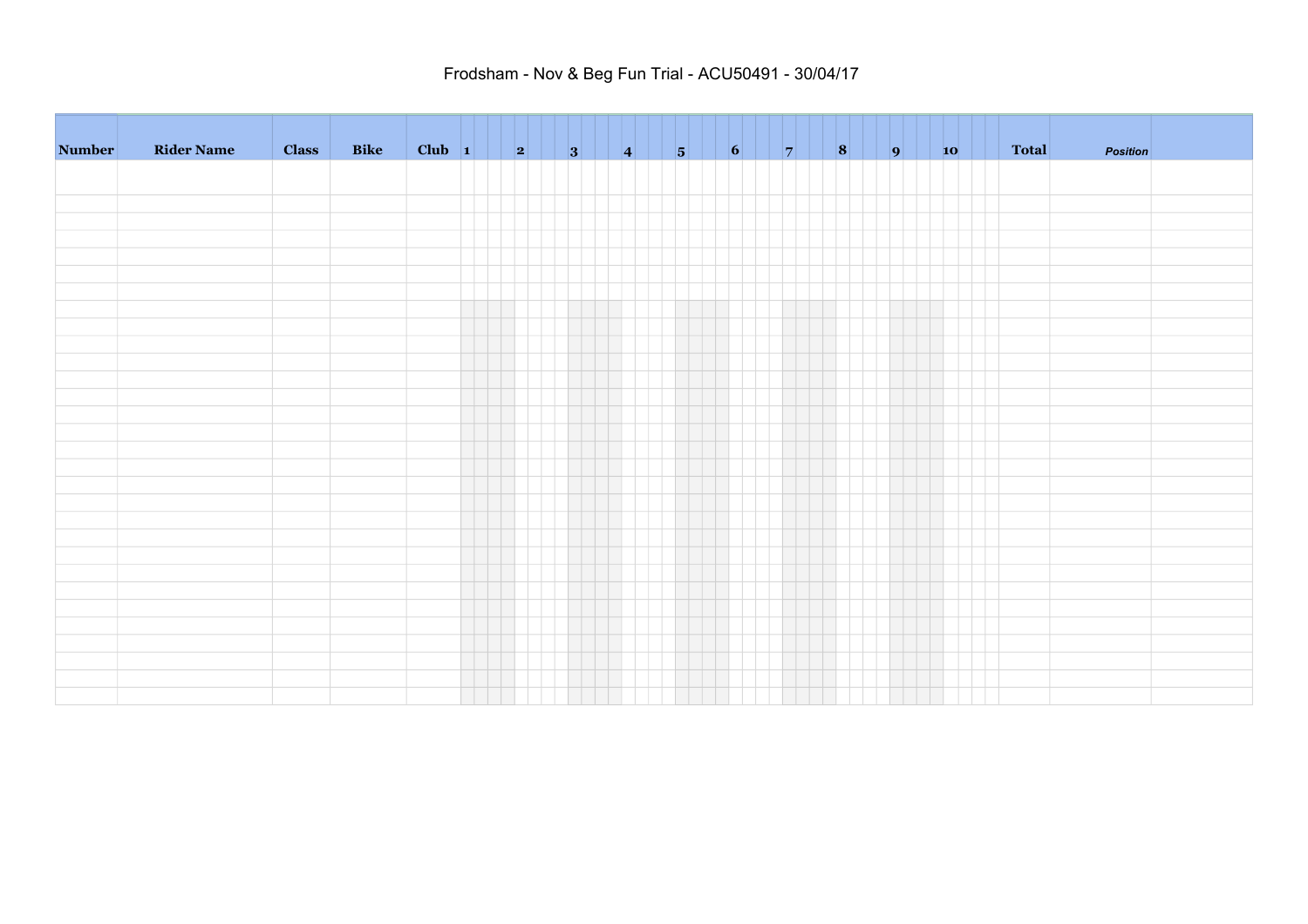Frodsham - Nov & Beg Fun Trial - ACU50491 - 30/04/17

| Number | Rider Name | Class | Bike | Club | 1 | 2 | 3 | 4 | 5 | 6 | 7 | 8 | 9 | 10 | Total | Position |
|---|---|---|---|---|---|---|---|---|---|---|---|---|---|---|---|---|
| | | | | | | | | | | | | | | | | |